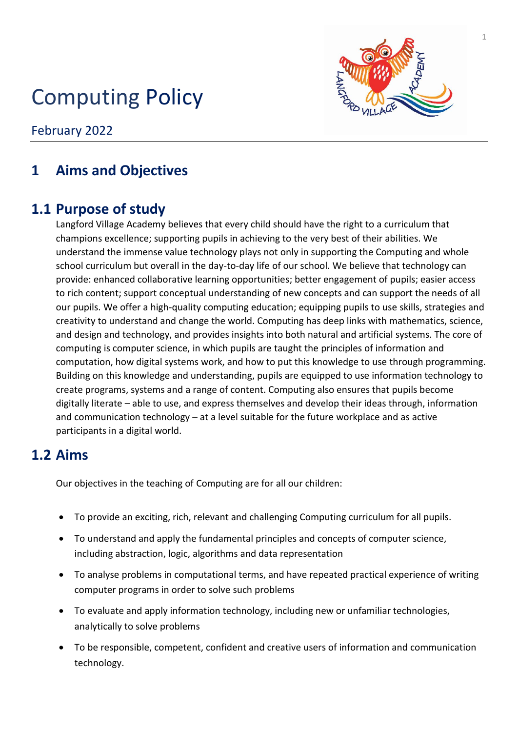# Computing Policy

February 2022

## 1 Aims and Objectives

### 1.1 Purpose of study

Langford Village Academy believes that every child should have the right to a curriculum that champions excellence; supporting pupils in achieving to the very best of their abilities. We understand the immense value technology plays not only in supporting the Computing and whole school curriculum but overall in the day-to-day life of our school. We believe that technology can provide: enhanced collaborative learning opportunities; better engagement of pupils; easier access to rich content; support conceptual understanding of new concepts and can support the needs of all our pupils. We offer a high-quality computing education; equipping pupils to use skills, strategies and creativity to understand and change the world. Computing has deep links with mathematics, science, and design and technology, and provides insights into both natural and artificial systems. The core of computing is computer science, in which pupils are taught the principles of information and computation, how digital systems work, and how to put this knowledge to use through programming. Building on this knowledge and understanding, pupils are equipped to use information technology to create programs, systems and a range of content. Computing also ensures that pupils become digitally literate – able to use, and express themselves and develop their ideas through, information and communication technology – at a level suitable for the future workplace and as active participants in a digital world.

### 1.2 Aims

Our objectives in the teaching of Computing are for all our children:

- To provide an exciting, rich, relevant and challenging Computing curriculum for all pupils.
- To understand and apply the fundamental principles and concepts of computer science, including abstraction, logic, algorithms and data representation
- To analyse problems in computational terms, and have repeated practical experience of writing computer programs in order to solve such problems
- To evaluate and apply information technology, including new or unfamiliar technologies, analytically to solve problems
- To be responsible, competent, confident and creative users of information and communication technology.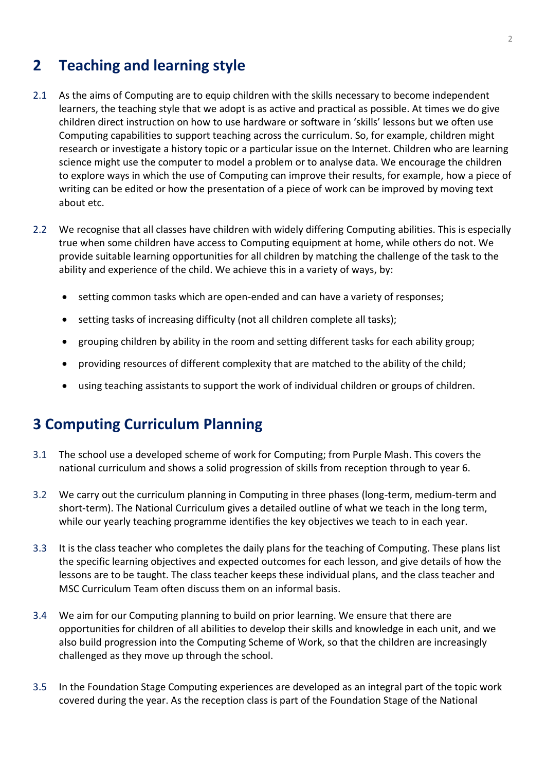## 2 Teaching and learning style

2.1 As the aims of Computing are to equip children with the skills necessary to become independent learners, the teaching style that we adopt is as active and practical as possible. At times we do give children direct instruction on how to use hardware or software in 'skills' lessons but we often use Computing capabilities to support teaching across the curriculum. So, for example, children might research or investigate a history topic or a particular issue on the Internet. Children who are learning science might use the computer to model a problem or to analyse data. We encourage the children to explore ways in which the use of Computing can improve their results, for example, how a piece of writing can be edited or how the presentation of a piece of work can be improved by moving text about etc.

2.2 We recognise that all classes have children with widely differing Computing abilities. This is especially true when some children have access to Computing equipment at home, while others do not. We provide suitable learning opportunities for all children by matching the challenge of the task to the ability and experience of the child. We achieve this in a variety of ways, by:

- setting common tasks which are open-ended and can have a variety of responses;
- setting tasks of increasing difficulty (not all children complete all tasks);
- grouping children by ability in the room and setting different tasks for each ability group;
- providing resources of different complexity that are matched to the ability of the child;
- using teaching assistants to support the work of individual children or groups of children.

## 3 Computing Curriculum Planning

3.1 The school use a developed scheme of work for Computing; from Purple Mash. This covers the national curriculum and shows a solid progression of skills from reception through to year 6.

3.2 We carry out the curriculum planning in Computing in three phases (long-term, medium-term and short-term). The National Curriculum gives a detailed outline of what we teach in the long term, while our yearly teaching programme identifies the key objectives we teach to in each year.

3.3 It is the class teacher who completes the daily plans for the teaching of Computing. These plans list the specific learning objectives and expected outcomes for each lesson, and give details of how the lessons are to be taught. The class teacher keeps these individual plans, and the class teacher and MSC Curriculum Team often discuss them on an informal basis.

3.4 We aim for our Computing planning to build on prior learning. We ensure that there are opportunities for children of all abilities to develop their skills and knowledge in each unit, and we also build progression into the Computing Scheme of Work, so that the children are increasingly challenged as they move up through the school.

3.5 In the Foundation Stage Computing experiences are developed as an integral part of the topic work covered during the year. As the reception class is part of the Foundation Stage of the National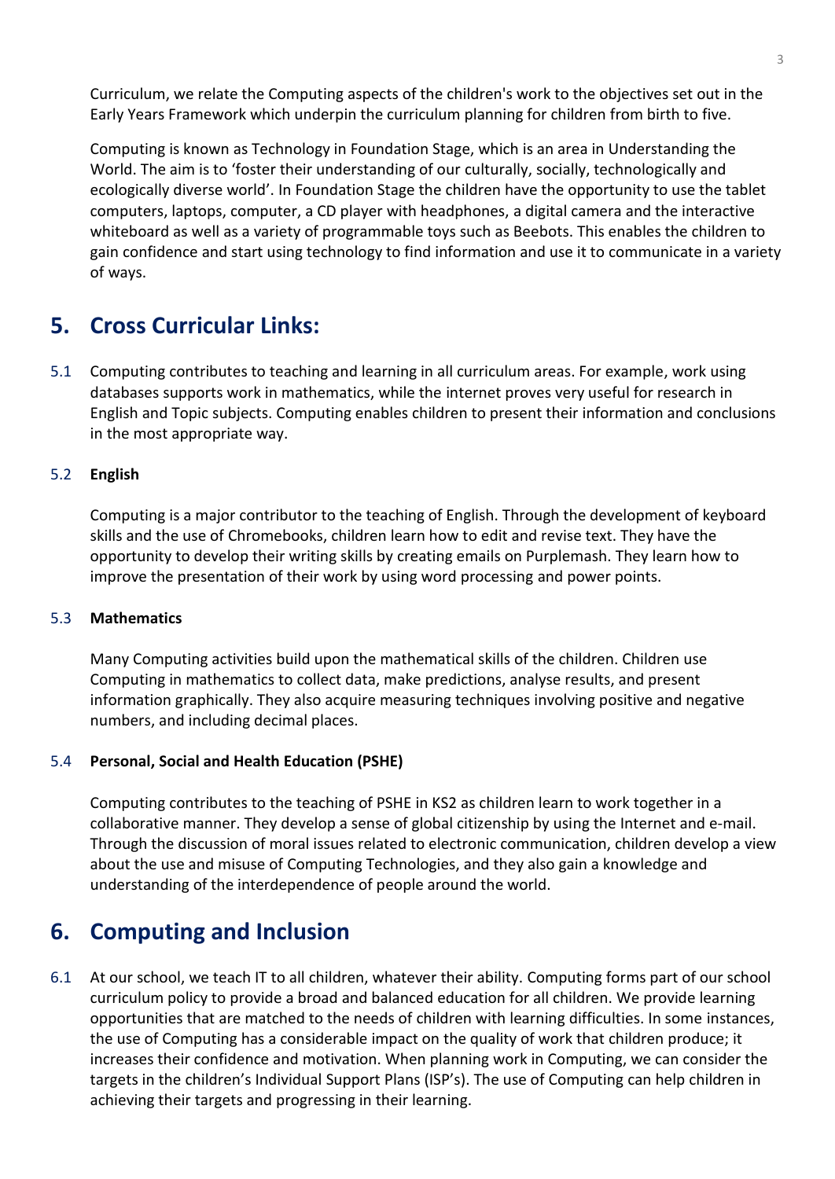Curriculum, we relate the Computing aspects of the children's work to the objectives set out in the Early Years Framework which underpin the curriculum planning for children from birth to five.

Computing is known as Technology in Foundation Stage, which is an area in Understanding the World. The aim is to 'foster their understanding of our culturally, socially, technologically and ecologically diverse world'. In Foundation Stage the children have the opportunity to use the tablet computers, laptops, computer, a CD player with headphones, a digital camera and the interactive whiteboard as well as a variety of programmable toys such as Beebots. This enables the children to gain confidence and start using technology to find information and use it to communicate in a variety of ways.

## 5. Cross Curricular Links:

5.1 Computing contributes to teaching and learning in all curriculum areas. For example, work using databases supports work in mathematics, while the internet proves very useful for research in English and Topic subjects. Computing enables children to present their information and conclusions in the most appropriate way.

5.2 **English**

Computing is a major contributor to the teaching of English. Through the development of keyboard skills and the use of Chromebooks, children learn how to edit and revise text. They have the opportunity to develop their writing skills by creating emails on Purplemash. They learn how to improve the presentation of their work by using word processing and power points.

5.3 **Mathematics**

Many Computing activities build upon the mathematical skills of the children. Children use Computing in mathematics to collect data, make predictions, analyse results, and present information graphically. They also acquire measuring techniques involving positive and negative numbers, and including decimal places.

5.4 **Personal, Social and Health Education (PSHE)**

Computing contributes to the teaching of PSHE in KS2 as children learn to work together in a collaborative manner. They develop a sense of global citizenship by using the Internet and e-mail. Through the discussion of moral issues related to electronic communication, children develop a view about the use and misuse of Computing Technologies, and they also gain a knowledge and understanding of the interdependence of people around the world.

## 6. Computing and Inclusion

6.1 At our school, we teach IT to all children, whatever their ability. Computing forms part of our school curriculum policy to provide a broad and balanced education for all children. We provide learning opportunities that are matched to the needs of children with learning difficulties. In some instances, the use of Computing has a considerable impact on the quality of work that children produce; it increases their confidence and motivation. When planning work in Computing, we can consider the targets in the children's Individual Support Plans (ISP's). The use of Computing can help children in achieving their targets and progressing in their learning.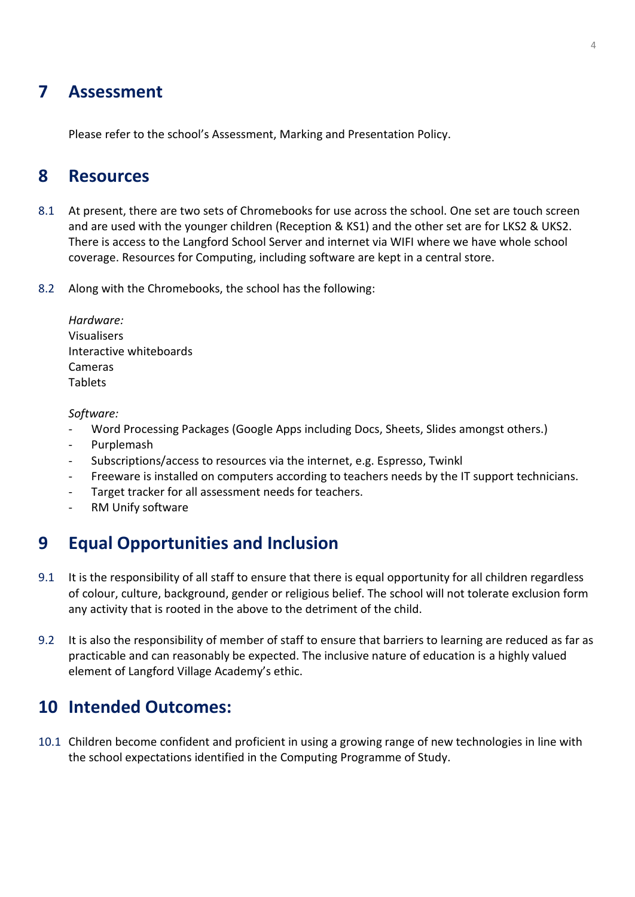## 7 Assessment

Please refer to the school's Assessment, Marking and Presentation Policy.

## 8 Resources

8.1 At present, there are two sets of Chromebooks for use across the school. One set are touch screen and are used with the younger children (Reception & KS1) and the other set are for LKS2 & UKS2. There is access to the Langford School Server and internet via WIFI where we have whole school coverage. Resources for Computing, including software are kept in a central store.

8.2 Along with the Chromebooks, the school has the following:

*Hardware:*
Visualisers
Interactive whiteboards
Cameras
Tablets

*Software:*

- Word Processing Packages (Google Apps including Docs, Sheets, Slides amongst others.)
- Purplemash
- Subscriptions/access to resources via the internet, e.g. Espresso, Twinkl
- Freeware is installed on computers according to teachers needs by the IT support technicians.
- Target tracker for all assessment needs for teachers.
- RM Unify software

## 9 Equal Opportunities and Inclusion

9.1 It is the responsibility of all staff to ensure that there is equal opportunity for all children regardless of colour, culture, background, gender or religious belief. The school will not tolerate exclusion form any activity that is rooted in the above to the detriment of the child.

9.2 It is also the responsibility of member of staff to ensure that barriers to learning are reduced as far as practicable and can reasonably be expected. The inclusive nature of education is a highly valued element of Langford Village Academy's ethic.

## 10 Intended Outcomes:

10.1 Children become confident and proficient in using a growing range of new technologies in line with the school expectations identified in the Computing Programme of Study.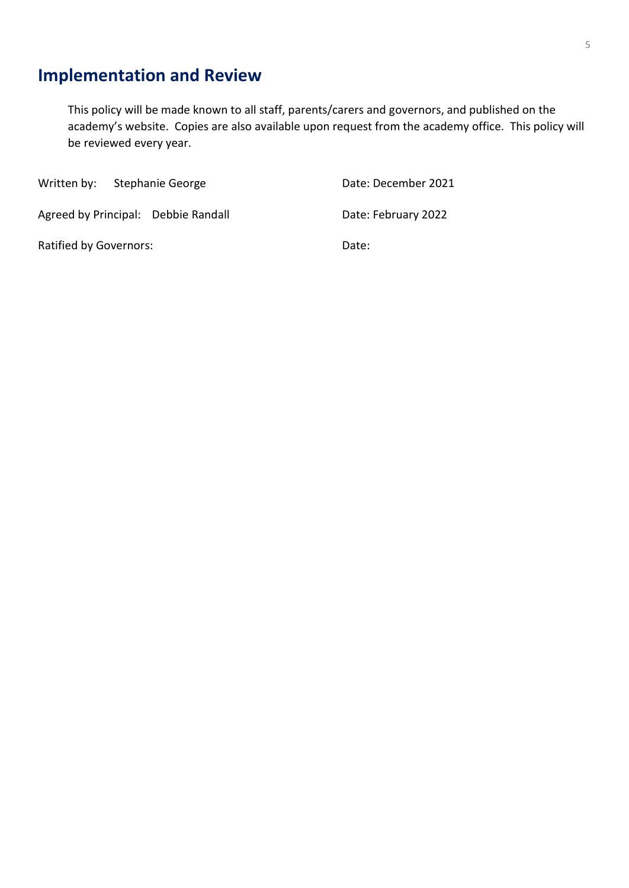## Implementation and Review

This policy will be made known to all staff, parents/carers and governors, and published on the academy's website. Copies are also available upon request from the academy office. This policy will be reviewed every year.

| | |
|---|---|
| Written by: Stephanie George | Date: December 2021 |
| Agreed by Principal: Debbie Randall | Date: February 2022 |
| Ratified by Governors: | Date: |